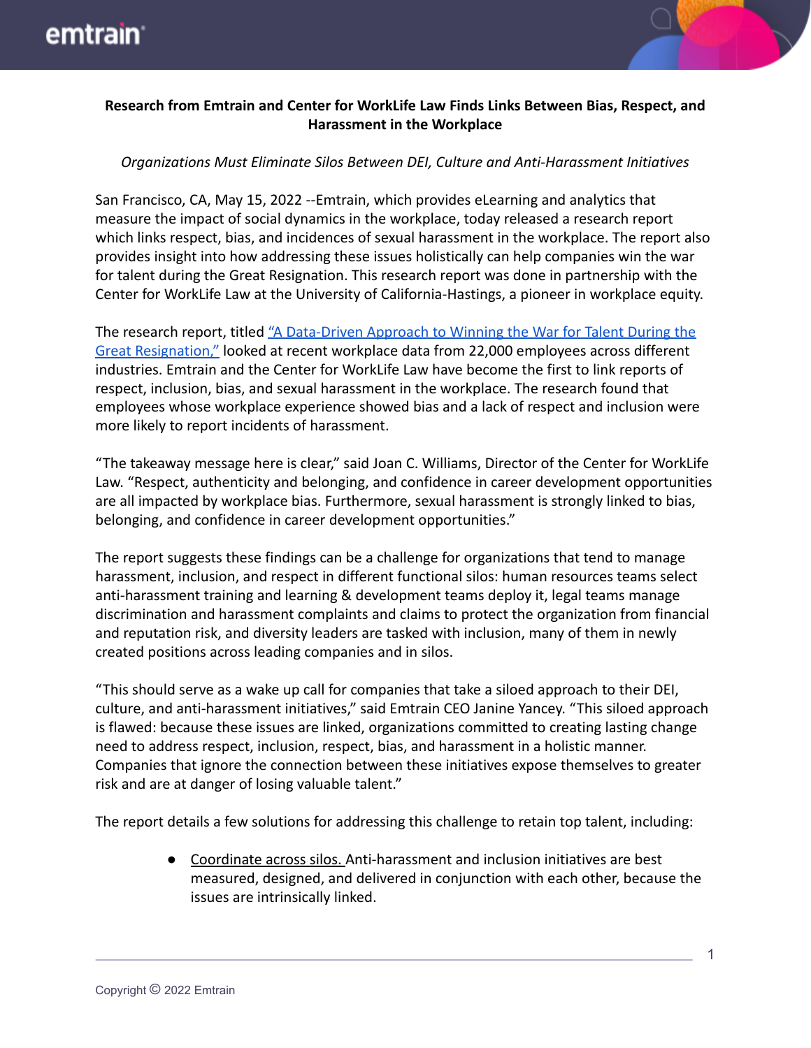**Research from Emtrain and Center for WorkLife Law Finds Links Between Bias, Respect, and Harassment in the Workplace**

*Organizations Must Eliminate Silos Between DEI, Culture and Anti-Harassment Initiatives*

San Francisco, CA, May 15, 2022 --Emtrain, which provides eLearning and analytics that measure the impact of social dynamics in the workplace, today released a research report which links respect, bias, and incidences of sexual harassment in the workplace. The report also provides insight into how addressing these issues holistically can help companies win the war for talent during the Great Resignation. This research report was done in partnership with the Center for WorkLife Law at the University of California-Hastings, a pioneer in workplace equity.

The research report, titled "A Data-Driven Approach to Winning the War for Talent During the Great Resignation," looked at recent workplace data from 22,000 employees across different industries. Emtrain and the Center for WorkLife Law have become the first to link reports of respect, inclusion, bias, and sexual harassment in the workplace. The research found that employees whose workplace experience showed bias and a lack of respect and inclusion were more likely to report incidents of harassment.

"The takeaway message here is clear," said Joan C. Williams, Director of the Center for WorkLife Law. "Respect, authenticity and belonging, and confidence in career development opportunities are all impacted by workplace bias. Furthermore, sexual harassment is strongly linked to bias, belonging, and confidence in career development opportunities."

The report suggests these findings can be a challenge for organizations that tend to manage harassment, inclusion, and respect in different functional silos: human resources teams select anti-harassment training and learning & development teams deploy it, legal teams manage discrimination and harassment complaints and claims to protect the organization from financial and reputation risk, and diversity leaders are tasked with inclusion, many of them in newly created positions across leading companies and in silos.

"This should serve as a wake up call for companies that take a siloed approach to their DEI, culture, and anti-harassment initiatives," said Emtrain CEO Janine Yancey. "This siloed approach is flawed: because these issues are linked, organizations committed to creating lasting change need to address respect, inclusion, respect, bias, and harassment in a holistic manner. Companies that ignore the connection between these initiatives expose themselves to greater risk and are at danger of losing valuable talent."

The report details a few solutions for addressing this challenge to retain top talent, including:

- Coordinate across silos. Anti-harassment and inclusion initiatives are best measured, designed, and delivered in conjunction with each other, because the issues are intrinsically linked.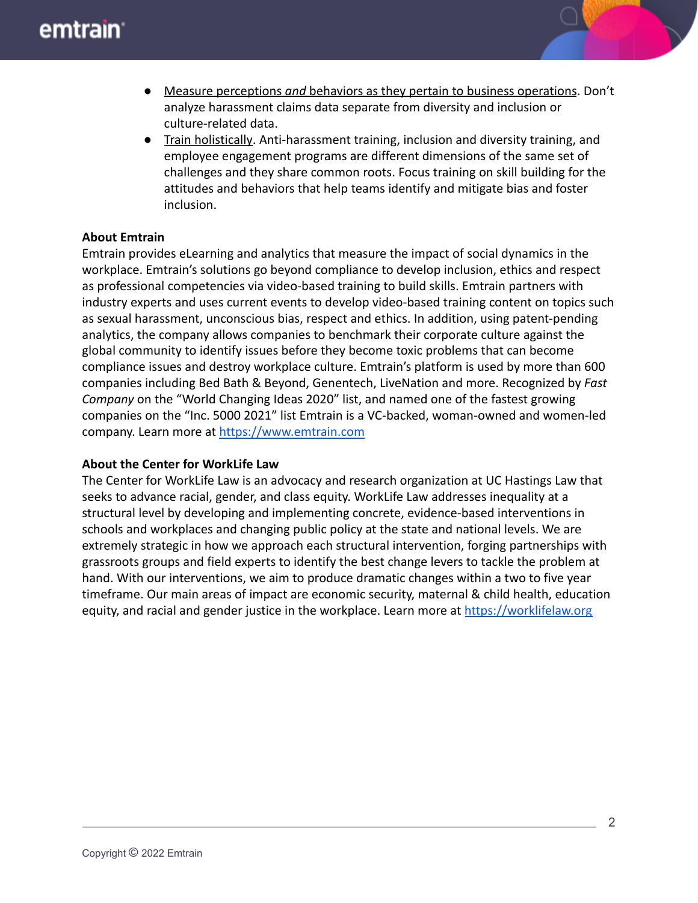- <u>Measure perceptions *and* behaviors as they pertain to business operations</u>. Don't analyze harassment claims data separate from diversity and inclusion or culture-related data.
- <u>Train holistically</u>. Anti-harassment training, inclusion and diversity training, and employee engagement programs are different dimensions of the same set of challenges and they share common roots. Focus training on skill building for the attitudes and behaviors that help teams identify and mitigate bias and foster inclusion.

**About Emtrain**

Emtrain provides eLearning and analytics that measure the impact of social dynamics in the workplace. Emtrain's solutions go beyond compliance to develop inclusion, ethics and respect as professional competencies via video-based training to build skills. Emtrain partners with industry experts and uses current events to develop video-based training content on topics such as sexual harassment, unconscious bias, respect and ethics. In addition, using patent-pending analytics, the company allows companies to benchmark their corporate culture against the global community to identify issues before they become toxic problems that can become compliance issues and destroy workplace culture. Emtrain's platform is used by more than 600 companies including Bed Bath & Beyond, Genentech, LiveNation and more. Recognized by *Fast Company* on the "World Changing Ideas 2020" list, and named one of the fastest growing companies on the "Inc. 5000 2021" list Emtrain is a VC-backed, woman-owned and women-led company. Learn more at https://www.emtrain.com

**About the Center for WorkLife Law**

The Center for WorkLife Law is an advocacy and research organization at UC Hastings Law that seeks to advance racial, gender, and class equity. WorkLife Law addresses inequality at a structural level by developing and implementing concrete, evidence-based interventions in schools and workplaces and changing public policy at the state and national levels. We are extremely strategic in how we approach each structural intervention, forging partnerships with grassroots groups and field experts to identify the best change levers to tackle the problem at hand. With our interventions, we aim to produce dramatic changes within a two to five year timeframe. Our main areas of impact are economic security, maternal & child health, education equity, and racial and gender justice in the workplace. Learn more at https://worklifelaw.org